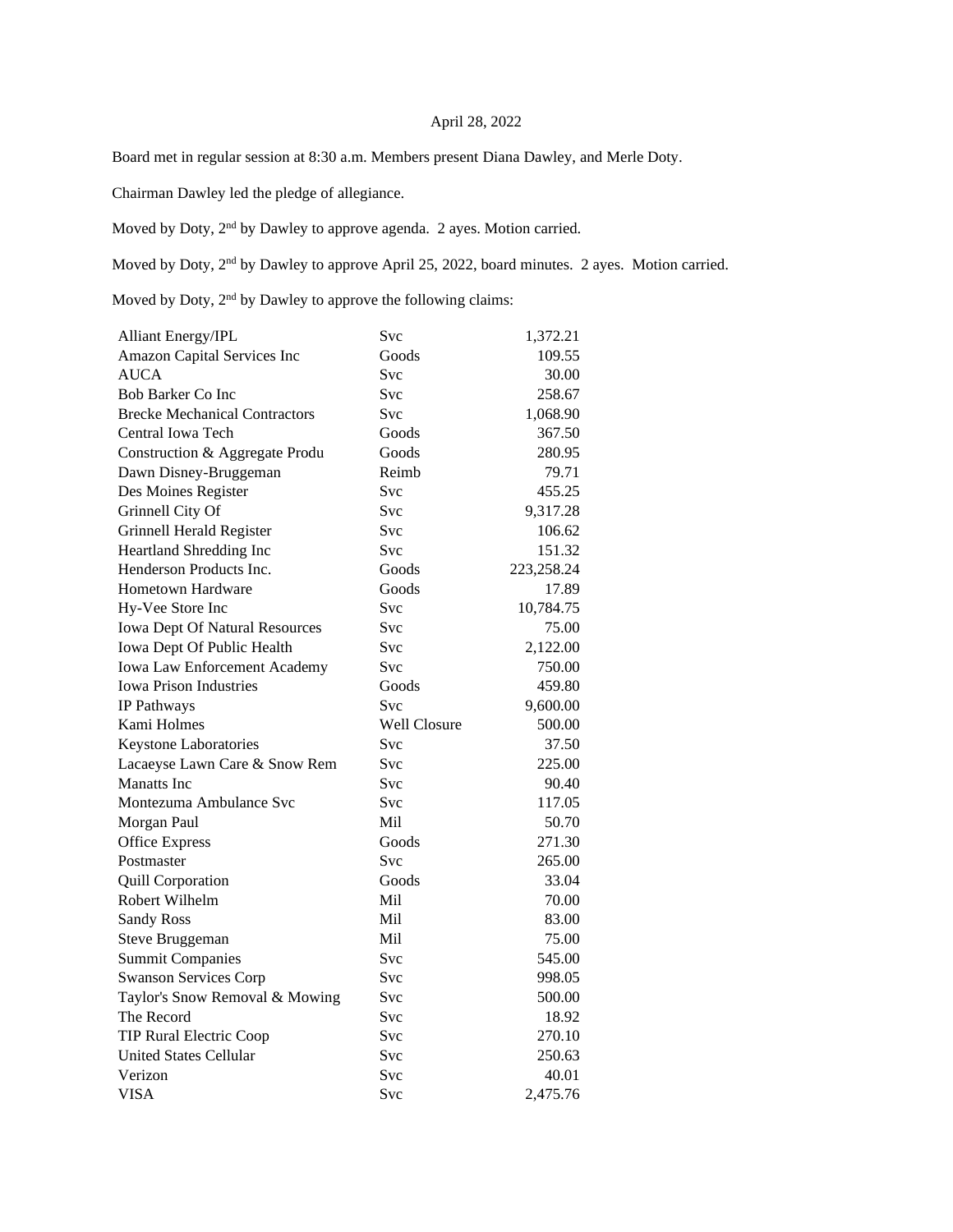April 28, 2022

Board met in regular session at 8:30 a.m. Members present Diana Dawley, and Merle Doty.

Chairman Dawley led the pledge of allegiance.

Moved by Doty, 2nd by Dawley to approve agenda. 2 ayes. Motion carried.

Moved by Doty, 2nd by Dawley to approve April 25, 2022, board minutes. 2 ayes. Motion carried.

Moved by Doty, 2nd by Dawley to approve the following claims:

| | | |
|---|---|---|
| Alliant Energy/IPL | Svc | 1,372.21 |
| Amazon Capital Services Inc | Goods | 109.55 |
| AUCA | Svc | 30.00 |
| Bob Barker Co Inc | Svc | 258.67 |
| Brecke Mechanical Contractors | Svc | 1,068.90 |
| Central Iowa Tech | Goods | 367.50 |
| Construction & Aggregate Produ | Goods | 280.95 |
| Dawn Disney-Bruggeman | Reimb | 79.71 |
| Des Moines Register | Svc | 455.25 |
| Grinnell City Of | Svc | 9,317.28 |
| Grinnell Herald Register | Svc | 106.62 |
| Heartland Shredding Inc | Svc | 151.32 |
| Henderson Products Inc. | Goods | 223,258.24 |
| Hometown Hardware | Goods | 17.89 |
| Hy-Vee Store Inc | Svc | 10,784.75 |
| Iowa Dept Of Natural Resources | Svc | 75.00 |
| Iowa Dept Of Public Health | Svc | 2,122.00 |
| Iowa Law Enforcement Academy | Svc | 750.00 |
| Iowa Prison Industries | Goods | 459.80 |
| IP Pathways | Svc | 9,600.00 |
| Kami Holmes | Well Closure | 500.00 |
| Keystone Laboratories | Svc | 37.50 |
| Lacaeyse Lawn Care & Snow Rem | Svc | 225.00 |
| Manatts Inc | Svc | 90.40 |
| Montezuma Ambulance Svc | Svc | 117.05 |
| Morgan Paul | Mil | 50.70 |
| Office Express | Goods | 271.30 |
| Postmaster | Svc | 265.00 |
| Quill Corporation | Goods | 33.04 |
| Robert Wilhelm | Mil | 70.00 |
| Sandy Ross | Mil | 83.00 |
| Steve Bruggeman | Mil | 75.00 |
| Summit Companies | Svc | 545.00 |
| Swanson Services Corp | Svc | 998.05 |
| Taylor's Snow Removal & Mowing | Svc | 500.00 |
| The Record | Svc | 18.92 |
| TIP Rural Electric Coop | Svc | 270.10 |
| United States Cellular | Svc | 250.63 |
| Verizon | Svc | 40.01 |
| VISA | Svc | 2,475.76 |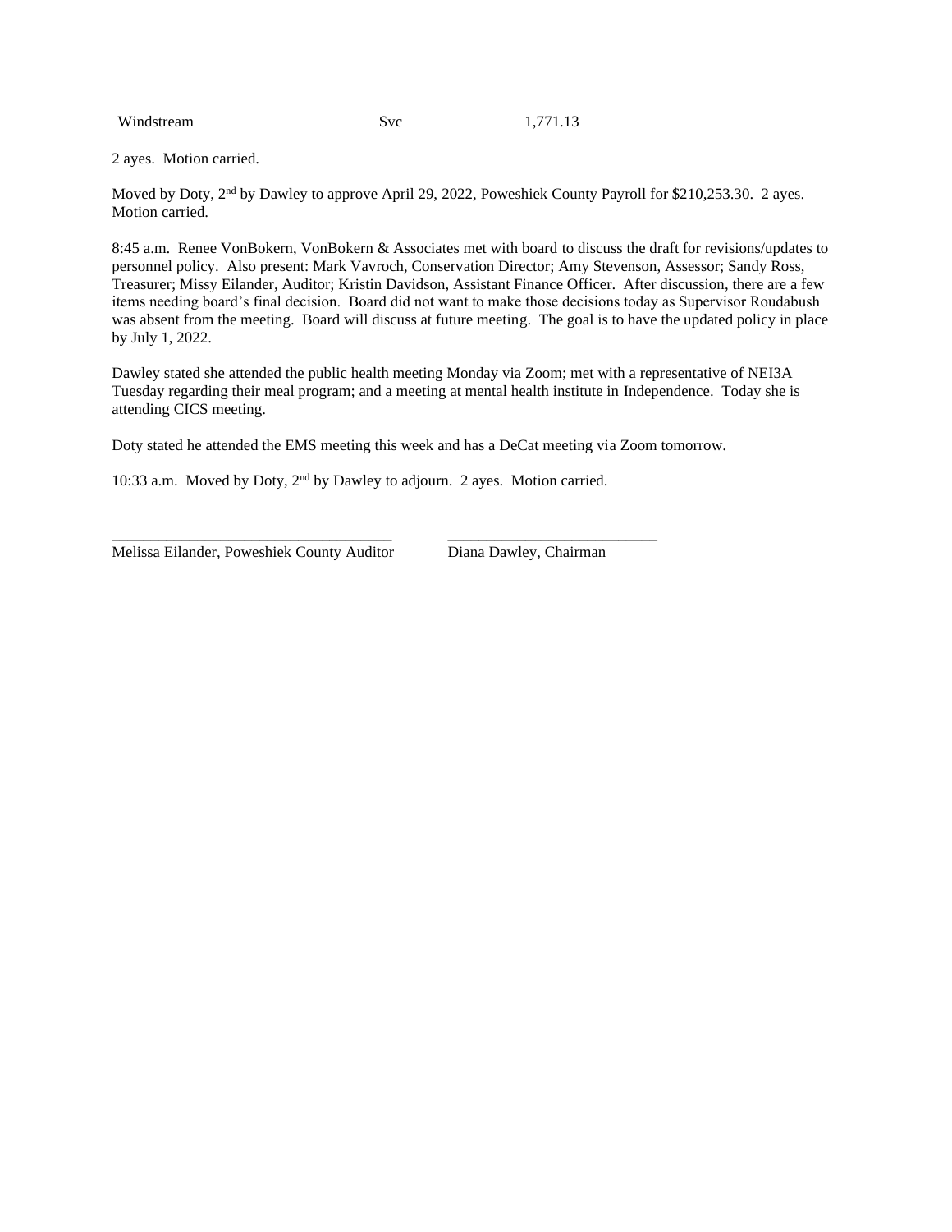| | | |
|---|---|---|
| Windstream | Svc | 1,771.13 |

2 ayes. Motion carried.

Moved by Doty, 2nd by Dawley to approve April 29, 2022, Poweshiek County Payroll for $210,253.30. 2 ayes. Motion carried.

8:45 a.m. Renee VonBokern, VonBokern & Associates met with board to discuss the draft for revisions/updates to personnel policy. Also present: Mark Vavroch, Conservation Director; Amy Stevenson, Assessor; Sandy Ross, Treasurer; Missy Eilander, Auditor; Kristin Davidson, Assistant Finance Officer. After discussion, there are a few items needing board's final decision. Board did not want to make those decisions today as Supervisor Roudabush was absent from the meeting. Board will discuss at future meeting. The goal is to have the updated policy in place by July 1, 2022.

Dawley stated she attended the public health meeting Monday via Zoom; met with a representative of NEI3A Tuesday regarding their meal program; and a meeting at mental health institute in Independence. Today she is attending CICS meeting.

Doty stated he attended the EMS meeting this week and has a DeCat meeting via Zoom tomorrow.

10:33 a.m. Moved by Doty, 2nd by Dawley to adjourn. 2 ayes. Motion carried.

\_\_\_\_\_\_\_\_\_\_\_\_\_\_\_\_\_\_\_\_\_\_\_\_\_\_\_\_\_\_\_\_\_\_\_\_ \_\_\_\_\_\_\_\_\_\_\_\_\_\_\_\_\_\_\_\_\_\_\_\_\_\_\_\_

Melissa Eilander, Poweshiek County Auditor Diana Dawley, Chairman